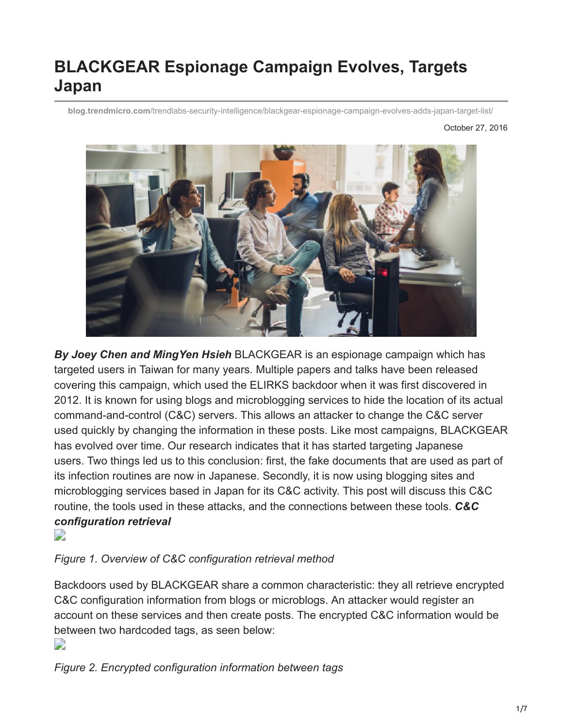# BLACKGEAR Espionage Campaign Evolves, Targets Japan

blog.trendmicro.com/trendlabs-security-intelligence/blackgear-espionage-campaign-evolves-adds-japan-target-list/

October 27, 2016

***By Joey Chen and MingYen Hsieh*** BLACKGEAR is an espionage campaign which has targeted users in Taiwan for many years. Multiple papers and talks have been released covering this campaign, which used the ELIRKS backdoor when it was first discovered in 2012. It is known for using blogs and microblogging services to hide the location of its actual command-and-control (C&C) servers. This allows an attacker to change the C&C server used quickly by changing the information in these posts. Like most campaigns, BLACKGEAR has evolved over time. Our research indicates that it has started targeting Japanese users. Two things led us to this conclusion: first, the fake documents that are used as part of its infection routines are now in Japanese. Secondly, it is now using blogging sites and microblogging services based in Japan for its C&C activity. This post will discuss this C&C routine, the tools used in these attacks, and the connections between these tools. ***C&C configuration retrieval***

*Figure 1. Overview of C&C configuration retrieval method*

Backdoors used by BLACKGEAR share a common characteristic: they all retrieve encrypted C&C configuration information from blogs or microblogs. An attacker would register an account on these services and then create posts. The encrypted C&C information would be between two hardcoded tags, as seen below:

*Figure 2. Encrypted configuration information between tags*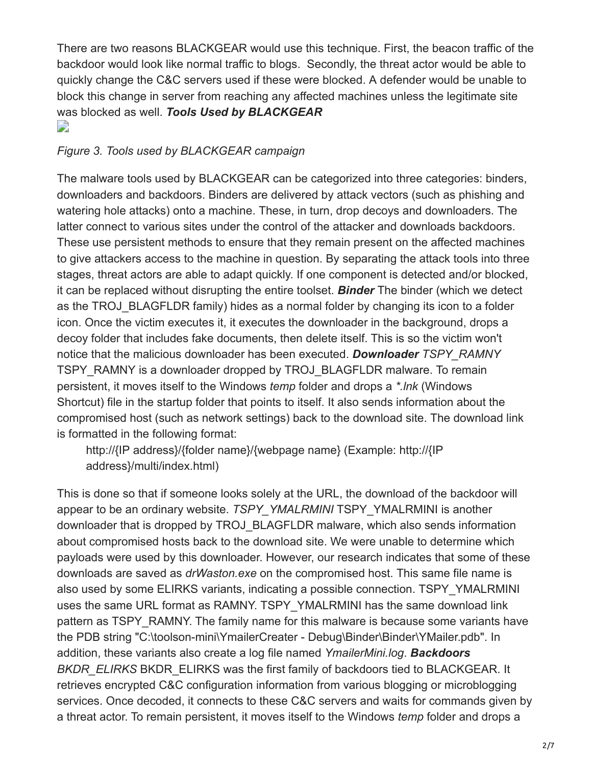There are two reasons BLACKGEAR would use this technique. First, the beacon traffic of the backdoor would look like normal traffic to blogs. Secondly, the threat actor would be able to quickly change the C&C servers used if these were blocked. A defender would be unable to block this change in server from reaching any affected machines unless the legitimate site was blocked as well.

***Tools Used by BLACKGEAR***

*Figure 3. Tools used by BLACKGEAR campaign*

The malware tools used by BLACKGEAR can be categorized into three categories: binders, downloaders and backdoors. Binders are delivered by attack vectors (such as phishing and watering hole attacks) onto a machine. These, in turn, drop decoys and downloaders. The latter connect to various sites under the control of the attacker and downloads backdoors. These use persistent methods to ensure that they remain present on the affected machines to give attackers access to the machine in question. By separating the attack tools into three stages, threat actors are able to adapt quickly. If one component is detected and/or blocked, it can be replaced without disrupting the entire toolset.

***Binder***

The binder (which we detect as the TROJ_BLAGFLDR family) hides as a normal folder by changing its icon to a folder icon. Once the victim executes it, it executes the downloader in the background, drops a decoy folder that includes fake documents, then delete itself. This is so the victim won't notice that the malicious downloader has been executed.

***Downloader***

*TSPY_RAMNY*

TSPY_RAMNY is a downloader dropped by TROJ_BLAGFLDR malware. To remain persistent, it moves itself to the Windows *temp* folder and drops a *\*.lnk* (Windows Shortcut) file in the startup folder that points to itself. It also sends information about the compromised host (such as network settings) back to the download site. The download link is formatted in the following format:

> http://{IP address}/{folder name}/{webpage name} (Example: http://{IP address}/multi/index.html)

This is done so that if someone looks solely at the URL, the download of the backdoor will appear to be an ordinary website.

*TSPY_YMALRMINI*

TSPY_YMALRMINI is another downloader that is dropped by TROJ_BLAGFLDR malware, which also sends information about compromised hosts back to the download site. We were unable to determine which payloads were used by this downloader. However, our research indicates that some of these downloads are saved as *drWaston.exe* on the compromised host. This same file name is also used by some ELIRKS variants, indicating a possible connection. TSPY_YMALRMINI uses the same URL format as RAMNY. TSPY_YMALRMINI has the same download link pattern as TSPY_RAMNY. The family name for this malware is because some variants have the PDB string "C:\toolson-mini\YmailerCreater - Debug\Binder\Binder\YMailer.pdb". In addition, these variants also create a log file named *YmailerMini.log*.

***Backdoors***

*BKDR_ELIRKS*

BKDR_ELIRKS was the first family of backdoors tied to BLACKGEAR. It retrieves encrypted C&C configuration information from various blogging or microblogging services. Once decoded, it connects to these C&C servers and waits for commands given by a threat actor. To remain persistent, it moves itself to the Windows *temp* folder and drops a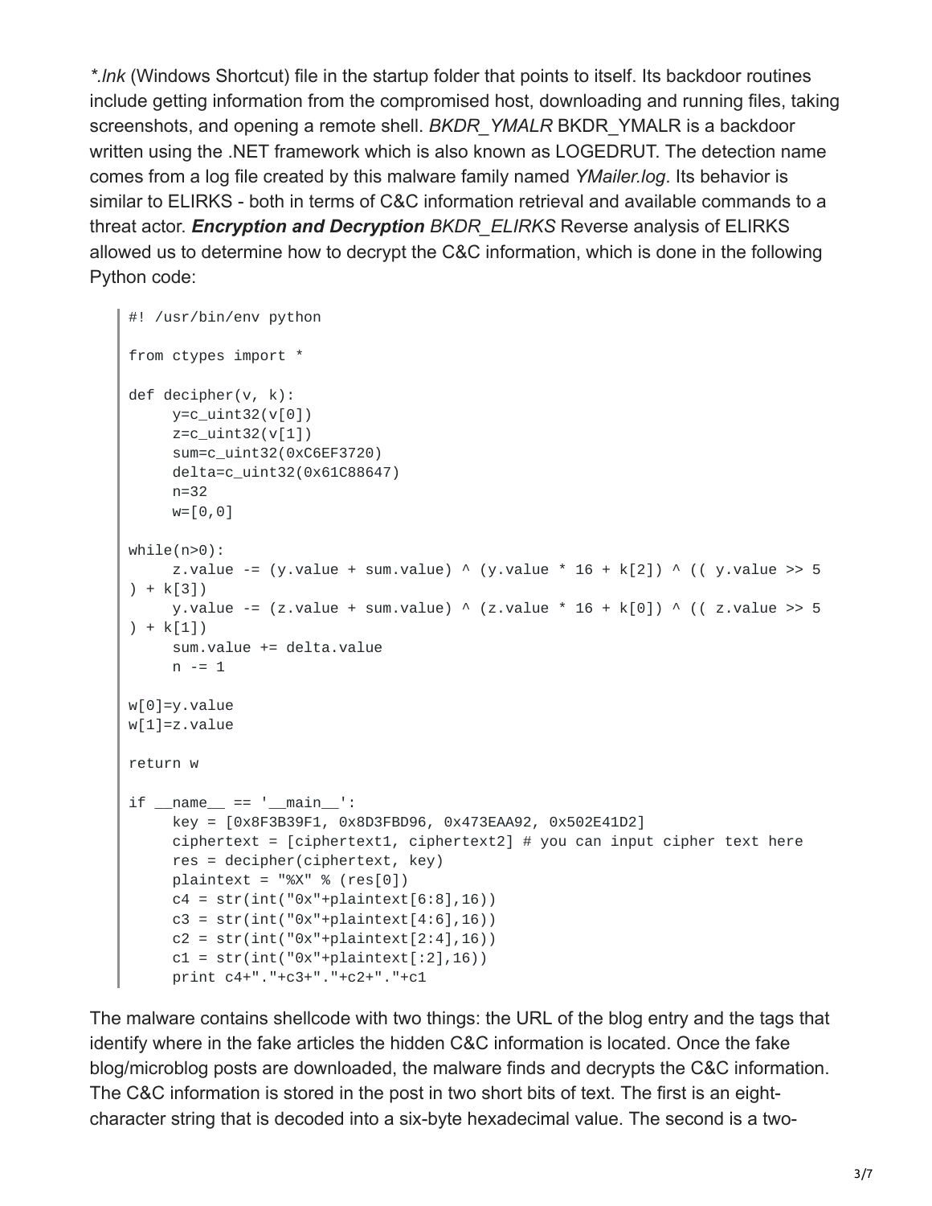*.lnk* (Windows Shortcut) file in the startup folder that points to itself. Its backdoor routines include getting information from the compromised host, downloading and running files, taking screenshots, and opening a remote shell. *BKDR_YMALR* BKDR_YMALR is a backdoor written using the .NET framework which is also known as LOGEDRUT. The detection name comes from a log file created by this malware family named *YMailer.log*. Its behavior is similar to ELIRKS - both in terms of C&C information retrieval and available commands to a threat actor. ***Encryption and Decryption*** *BKDR_ELIRKS* Reverse analysis of ELIRKS allowed us to determine how to decrypt the C&C information, which is done in the following Python code:

```
#! /usr/bin/env python

from ctypes import *

def decipher(v, k):
     y=c_uint32(v[0])
     z=c_uint32(v[1])
     sum=c_uint32(0xC6EF3720)
     delta=c_uint32(0x61C88647)
     n=32
     w=[0,0]

while(n>0):
     z.value -= (y.value + sum.value) ^ (y.value * 16 + k[2]) ^ (( y.value >> 5
) + k[3])
     y.value -= (z.value + sum.value) ^ (z.value * 16 + k[0]) ^ (( z.value >> 5
) + k[1])
     sum.value += delta.value
     n -= 1

w[0]=y.value
w[1]=z.value

return w

if __name__ == '__main__':
     key = [0x8F3B39F1, 0x8D3FBD96, 0x473EAA92, 0x502E41D2]
     ciphertext = [ciphertext1, ciphertext2] # you can input cipher text here
     res = decipher(ciphertext, key)
     plaintext = "%X" % (res[0])
     c4 = str(int("0x"+plaintext[6:8],16))
     c3 = str(int("0x"+plaintext[4:6],16))
     c2 = str(int("0x"+plaintext[2:4],16))
     c1 = str(int("0x"+plaintext[:2],16))
     print c4+"."+c3+"."+c2+"."+c1
```

The malware contains shellcode with two things: the URL of the blog entry and the tags that identify where in the fake articles the hidden C&C information is located. Once the fake blog/microblog posts are downloaded, the malware finds and decrypts the C&C information. The C&C information is stored in the post in two short bits of text. The first is an eight-character string that is decoded into a six-byte hexadecimal value. The second is a two-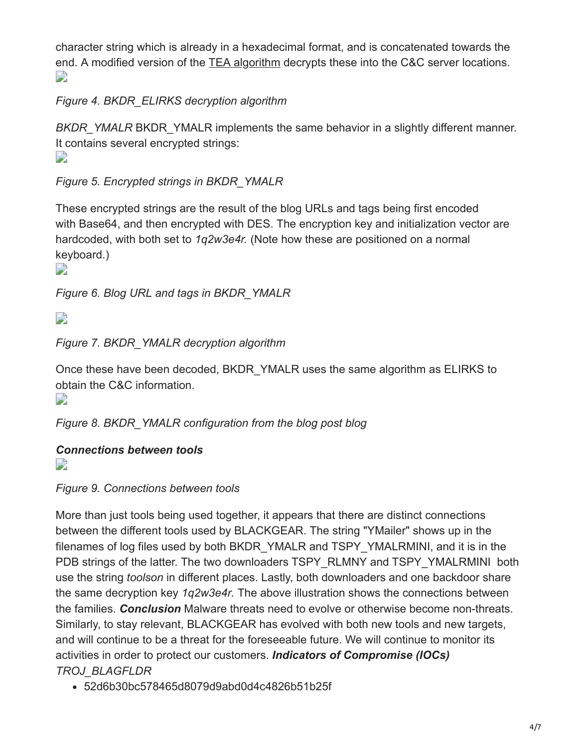character string which is already in a hexadecimal format, and is concatenated towards the end. A modified version of the TEA algorithm decrypts these into the C&C server locations.

*Figure 4. BKDR_ELIRKS decryption algorithm*

*BKDR_YMALR* BKDR_YMALR implements the same behavior in a slightly different manner. It contains several encrypted strings:

*Figure 5. Encrypted strings in BKDR_YMALR*

These encrypted strings are the result of the blog URLs and tags being first encoded with Base64, and then encrypted with DES. The encryption key and initialization vector are hardcoded, with both set to *1q2w3e4r.* (Note how these are positioned on a normal keyboard.)

*Figure 6. Blog URL and tags in BKDR_YMALR*

*Figure 7. BKDR_YMALR decryption algorithm*

Once these have been decoded, BKDR_YMALR uses the same algorithm as ELIRKS to obtain the C&C information.

*Figure 8. BKDR_YMALR configuration from the blog post blog*

***Connections between tools***

*Figure 9. Connections between tools*

More than just tools being used together, it appears that there are distinct connections between the different tools used by BLACKGEAR. The string "YMailer" shows up in the filenames of log files used by both BKDR_YMALR and TSPY_YMALRMINI, and it is in the PDB strings of the latter. The two downloaders TSPY_RLMNY and TSPY_YMALRMINI both use the string *toolson* in different places. Lastly, both downloaders and one backdoor share the same decryption key *1q2w3e4r.* The above illustration shows the connections between the families. ***Conclusion*** Malware threats need to evolve or otherwise become non-threats. Similarly, to stay relevant, BLACKGEAR has evolved with both new tools and new targets, and will continue to be a threat for the foreseeable future. We will continue to monitor its activities in order to protect our customers. ***Indicators of Compromise (IOCs)*** *TROJ_BLAGFLDR*

- 52d6b30bc578465d8079d9abd0d4c4826b51b25f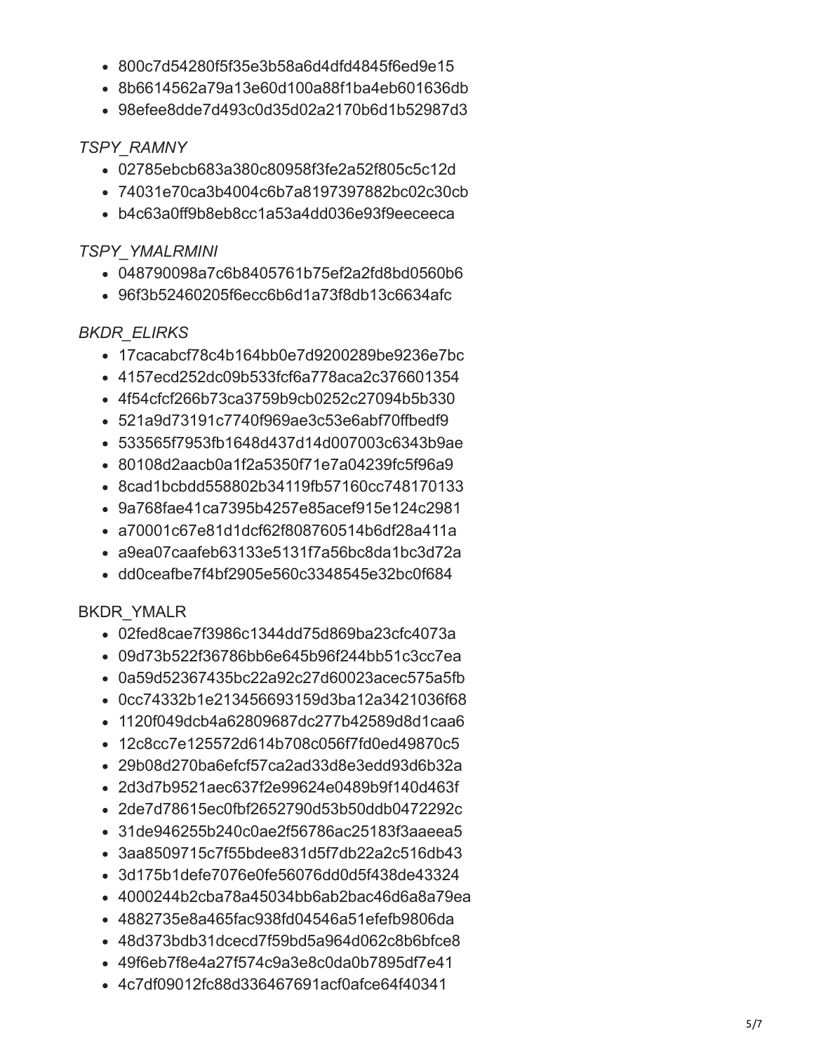- 800c7d54280f5f35e3b58a6d4dfd4845f6ed9e15
- 8b6614562a79a13e60d100a88f1ba4eb601636db
- 98efee8dde7d493c0d35d02a2170b6d1b52987d3

*TSPY_RAMNY*

- 02785ebcb683a380c80958f3fe2a52f805c5c12d
- 74031e70ca3b4004c6b7a8197397882bc02c30cb
- b4c63a0ff9b8eb8cc1a53a4dd036e93f9eeceeca

*TSPY_YMALRMINI*

- 048790098a7c6b8405761b75ef2a2fd8bd0560b6
- 96f3b52460205f6ecc6b6d1a73f8db13c6634afc

*BKDR_ELIRKS*

- 17cacabcf78c4b164bb0e7d9200289be9236e7bc
- 4157ecd252dc09b533fcf6a778aca2c376601354
- 4f54cfcf266b73ca3759b9cb0252c27094b5b330
- 521a9d73191c7740f969ae3c53e6abf70ffbedf9
- 533565f7953fb1648d437d14d007003c6343b9ae
- 80108d2aacb0a1f2a5350f71e7a04239fc5f96a9
- 8cad1bcbdd558802b34119fb57160cc748170133
- 9a768fae41ca7395b4257e85acef915e124c2981
- a70001c67e81d1dcf62f808760514b6df28a411a
- a9ea07caafeb63133e5131f7a56bc8da1bc3d72a
- dd0ceafbe7f4bf2905e560c3348545e32bc0f684

BKDR_YMALR

- 02fed8cae7f3986c1344dd75d869ba23cfc4073a
- 09d73b522f36786bb6e645b96f244bb51c3cc7ea
- 0a59d52367435bc22a92c27d60023acec575a5fb
- 0cc74332b1e213456693159d3ba12a3421036f68
- 1120f049dcb4a62809687dc277b42589d8d1caa6
- 12c8cc7e125572d614b708c056f7fd0ed49870c5
- 29b08d270ba6efcf57ca2ad33d8e3edd93d6b32a
- 2d3d7b9521aec637f2e99624e0489b9f140d463f
- 2de7d78615ec0fbf2652790d53b50ddb0472292c
- 31de946255b240c0ae2f56786ac25183f3aaeea5
- 3aa8509715c7f55bdee831d5f7db22a2c516db43
- 3d175b1defe7076e0fe56076dd0d5f438de43324
- 4000244b2cba78a45034bb6ab2bac46d6a8a79ea
- 4882735e8a465fac938fd04546a51efefb9806da
- 48d373bdb31dcecd7f59bd5a964d062c8b6bfce8
- 49f6eb7f8e4a27f574c9a3e8c0da0b7895df7e41
- 4c7df09012fc88d336467691acf0afce64f40341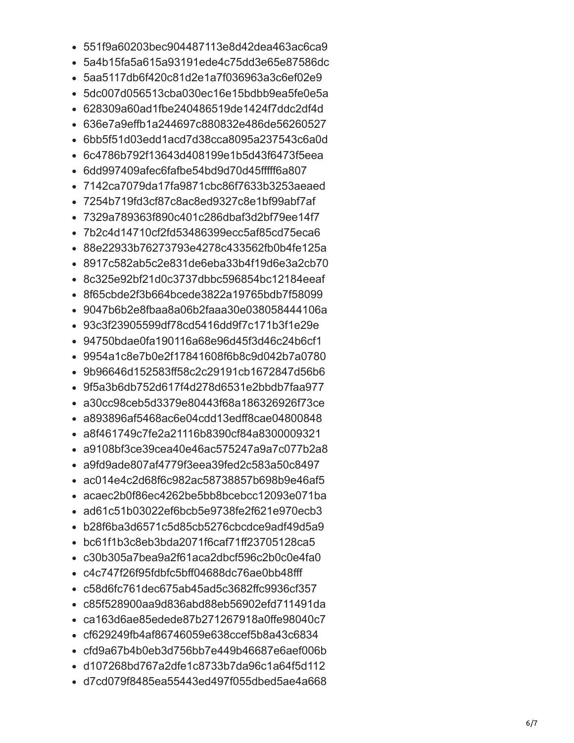- 551f9a60203bec904487113e8d42dea463ac6ca9
- 5a4b15fa5a615a93191ede4c75dd3e65e87586dc
- 5aa5117db6f420c81d2e1a7f036963a3c6ef02e9
- 5dc007d056513cba030ec16e15bdbb9ea5fe0e5a
- 628309a60ad1fbe240486519de1424f7ddc2df4d
- 636e7a9effb1a244697c880832e486de56260527
- 6bb5f51d03edd1acd7d38cca8095a237543c6a0d
- 6c4786b792f13643d408199e1b5d43f6473f5eea
- 6dd997409afec6fafbe54bd9d70d45fffff6a807
- 7142ca7079da17fa9871cbc86f7633b3253aeaed
- 7254b719fd3cf87c8ac8ed9327c8e1bf99abf7af
- 7329a789363f890c401c286dbaf3d2bf79ee14f7
- 7b2c4d14710cf2fd53486399ecc5af85cd75eca6
- 88e22933b76273793e4278c433562fb0b4fe125a
- 8917c582ab5c2e831de6eba33b4f19d6e3a2cb70
- 8c325e92bf21d0c3737dbbc596854bc12184eeaf
- 8f65cbde2f3b664bcede3822a19765bdb7f58099
- 9047b6b2e8fbaa8a06b2faaa30e038058444106a
- 93c3f23905599df78cd5416dd9f7c171b3f1e29e
- 94750bdae0fa190116a68e96d45f3d46c24b6cf1
- 9954a1c8e7b0e2f17841608f6b8c9d042b7a0780
- 9b96646d152583ff58c2c29191cb1672847d56b6
- 9f5a3b6db752d617f4d278d6531e2bbdb7faa977
- a30cc98ceb5d3379e80443f68a186326926f73ce
- a893896af5468ac6e04cdd13edff8cae04800848
- a8f461749c7fe2a21116b8390cf84a8300009321
- a9108bf3ce39cea40e46ac575247a9a7c077b2a8
- a9fd9ade807af4779f3eea39fed2c583a50c8497
- ac014e4c2d68f6c982ac58738857b698b9e46af5
- acaec2b0f86ec4262be5bb8bcebcc12093e071ba
- ad61c51b03022ef6bcb5e9738fe2f621e970ecb3
- b28f6ba3d6571c5d85cb5276cbcdce9adf49d5a9
- bc61f1b3c8eb3bda2071f6caf71ff23705128ca5
- c30b305a7bea9a2f61aca2dbcf596c2b0c0e4fa0
- c4c747f26f95fdbfc5bff04688dc76ae0bb48fff
- c58d6fc761dec675ab45ad5c3682ffc9936cf357
- c85f528900aa9d836abd88eb56902efd711491da
- ca163d6ae85edede87b271267918a0ffe98040c7
- cf629249fb4af86746059e638ccef5b8a43c6834
- cfd9a67b4b0eb3d756bb7e449b46687e6aef006b
- d107268bd767a2dfe1c8733b7da96c1a64f5d112
- d7cd079f8485ea55443ed497f055dbed5ae4a668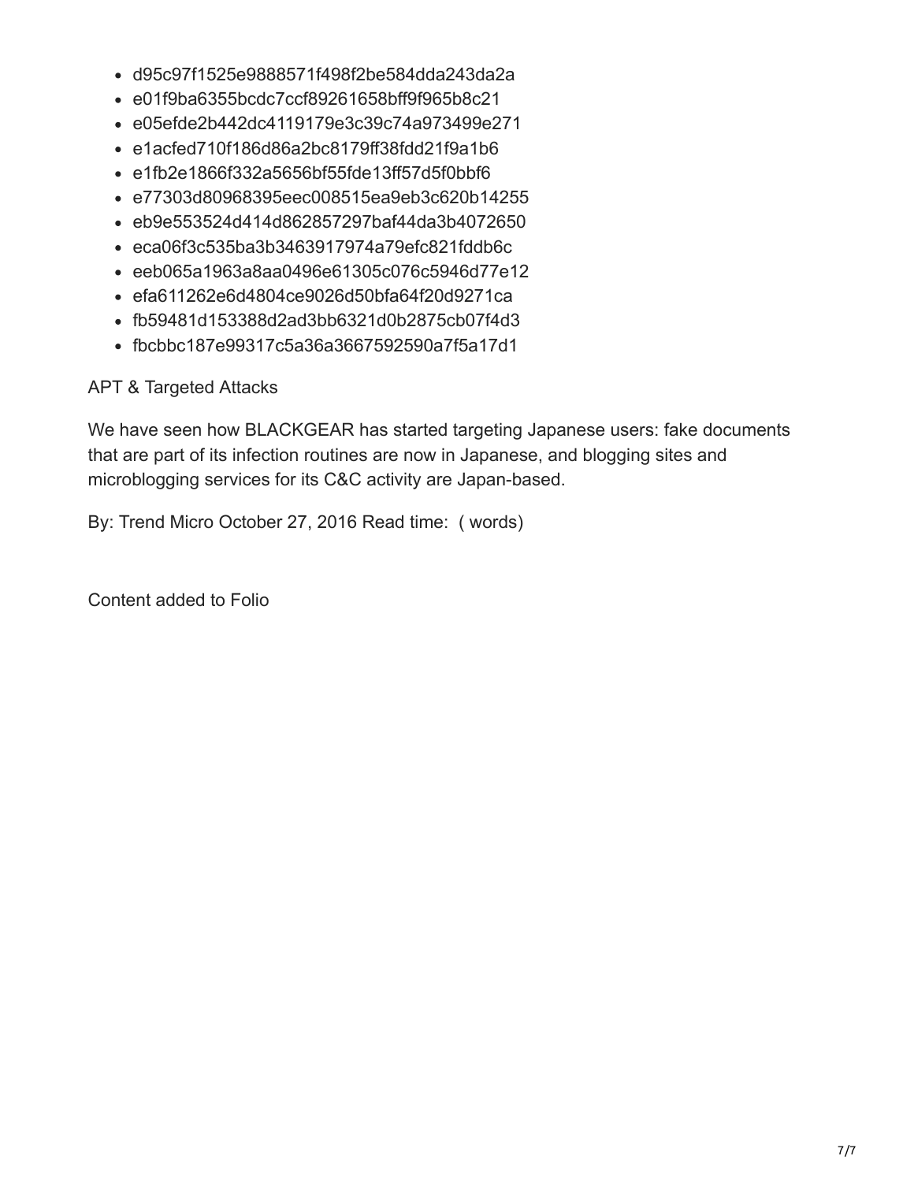- d95c97f1525e9888571f498f2be584dda243da2a
- e01f9ba6355bcdc7ccf89261658bff9f965b8c21
- e05efde2b442dc4119179e3c39c74a973499e271
- e1acfed710f186d86a2bc8179ff38fdd21f9a1b6
- e1fb2e1866f332a5656bf55fde13ff57d5f0bbf6
- e77303d80968395eec008515ea9eb3c620b14255
- eb9e553524d414d862857297baf44da3b4072650
- eca06f3c535ba3b3463917974a79efc821fddb6c
- eeb065a1963a8aa0496e61305c076c5946d77e12
- efa611262e6d4804ce9026d50bfa64f20d9271ca
- fb59481d153388d2ad3bb6321d0b2875cb07f4d3
- fbcbbc187e99317c5a36a3667592590a7f5a17d1

APT & Targeted Attacks

We have seen how BLACKGEAR has started targeting Japanese users: fake documents that are part of its infection routines are now in Japanese, and blogging sites and microblogging services for its C&C activity are Japan-based.

By: Trend Micro October 27, 2016 Read time: ( words)

Content added to Folio